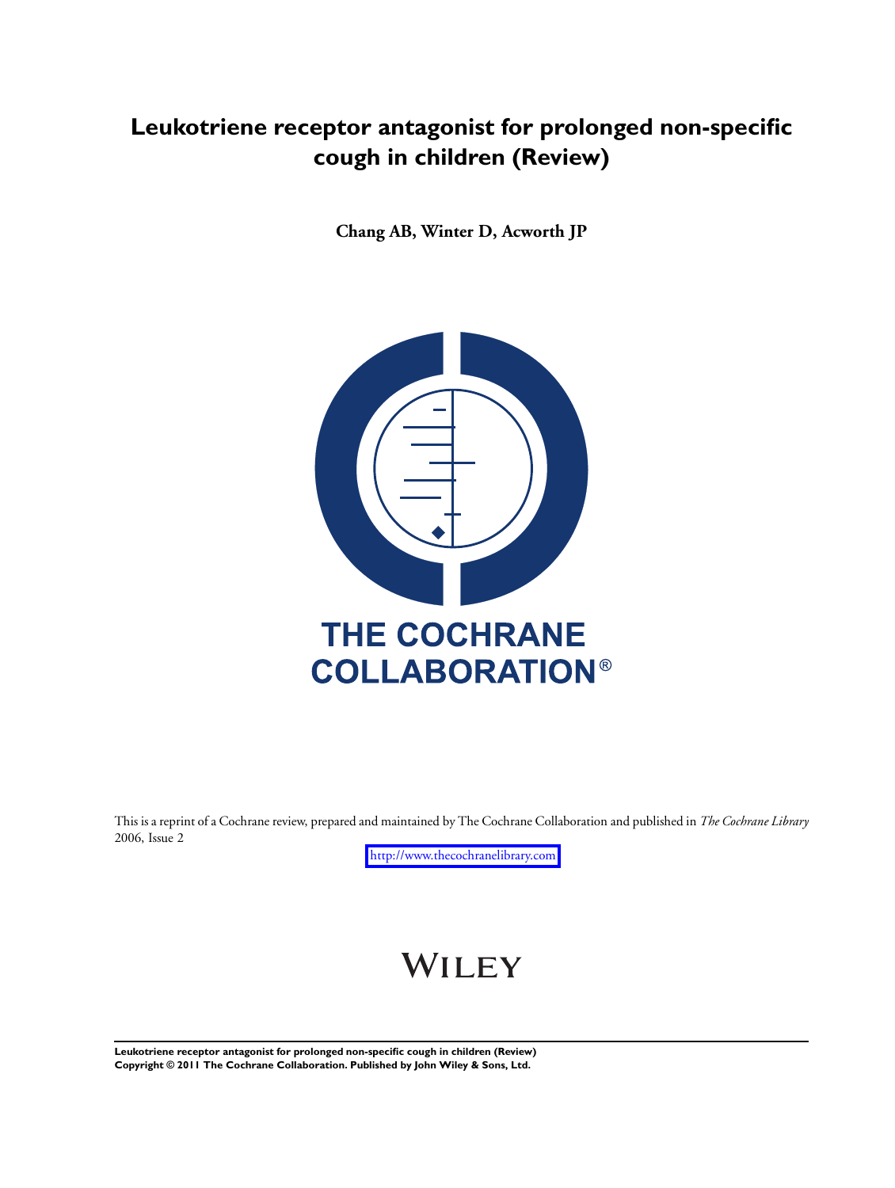# Leukotriene receptor antagonist for prolonged non-specific cough in children (Review)

**Chang AB, Winter D, Acworth JP**

THE COCHRANE COLLABORATION®

This is a reprint of a Cochrane review, prepared and maintained by The Cochrane Collaboration and published in *The Cochrane Library* 2006, Issue 2

http://www.thecochranelibrary.com

WILEY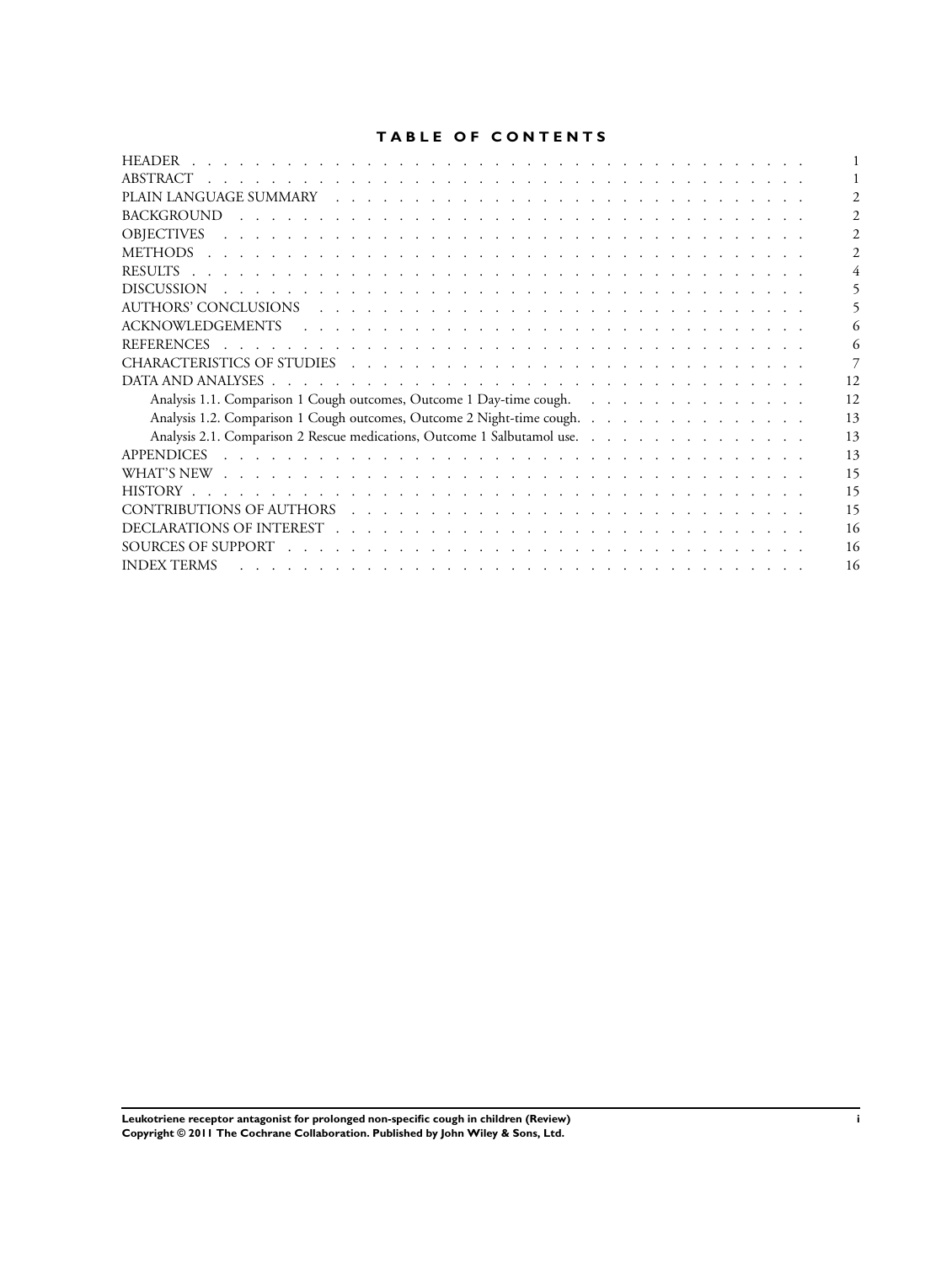# TABLE OF CONTENTS

| | |
|---|---|
| HEADER | 1 |
| ABSTRACT | 1 |
| PLAIN LANGUAGE SUMMARY | 2 |
| BACKGROUND | 2 |
| OBJECTIVES | 2 |
| METHODS | 2 |
| RESULTS | 4 |
| DISCUSSION | 5 |
| AUTHORS' CONCLUSIONS | 5 |
| ACKNOWLEDGEMENTS | 6 |
| REFERENCES | 6 |
| CHARACTERISTICS OF STUDIES | 7 |
| DATA AND ANALYSES | 12 |
| Analysis 1.1. Comparison 1 Cough outcomes, Outcome 1 Day-time cough. | 12 |
| Analysis 1.2. Comparison 1 Cough outcomes, Outcome 2 Night-time cough. | 13 |
| Analysis 2.1. Comparison 2 Rescue medications, Outcome 1 Salbutamol use. | 13 |
| APPENDICES | 13 |
| WHAT'S NEW | 15 |
| HISTORY | 15 |
| CONTRIBUTIONS OF AUTHORS | 15 |
| DECLARATIONS OF INTEREST | 16 |
| SOURCES OF SUPPORT | 16 |
| INDEX TERMS | 16 |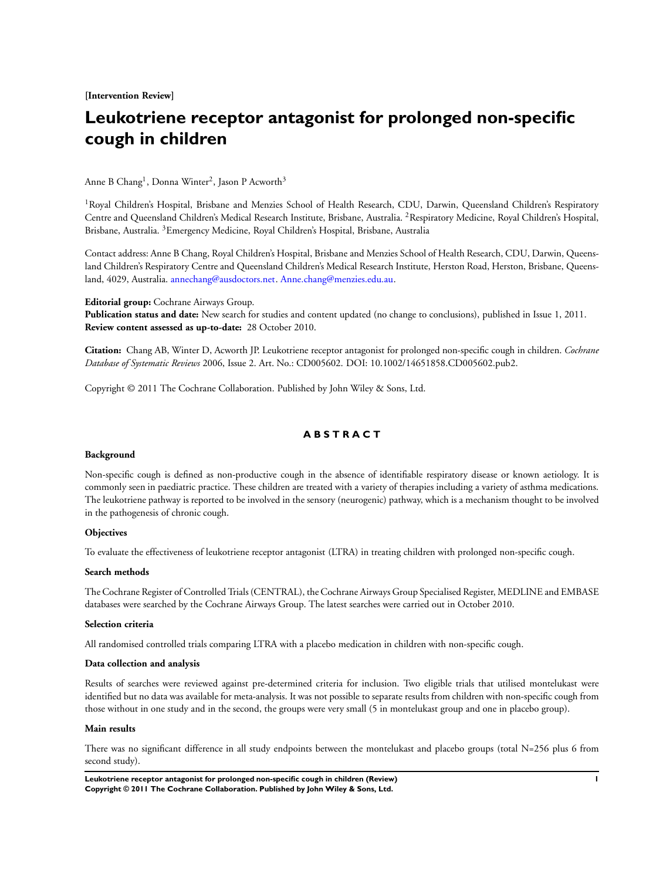[Intervention Review]

# Leukotriene receptor antagonist for prolonged non-specific cough in children

Anne B Chang[1], Donna Winter[2], Jason P Acworth[3]

[1]Royal Children's Hospital, Brisbane and Menzies School of Health Research, CDU, Darwin, Queensland Children's Respiratory Centre and Queensland Children's Medical Research Institute, Brisbane, Australia. [2]Respiratory Medicine, Royal Children's Hospital, Brisbane, Australia. [3]Emergency Medicine, Royal Children's Hospital, Brisbane, Australia

Contact address: Anne B Chang, Royal Children's Hospital, Brisbane and Menzies School of Health Research, CDU, Darwin, Queensland Children's Respiratory Centre and Queensland Children's Medical Research Institute, Herston Road, Herston, Brisbane, Queensland, 4029, Australia. annechang@ausdoctors.net. Anne.chang@menzies.edu.au.

**Editorial group:** Cochrane Airways Group.
**Publication status and date:** New search for studies and content updated (no change to conclusions), published in Issue 1, 2011.
**Review content assessed as up-to-date:** 28 October 2010.

**Citation:** Chang AB, Winter D, Acworth JP. Leukotriene receptor antagonist for prolonged non-specific cough in children. *Cochrane Database of Systematic Reviews* 2006, Issue 2. Art. No.: CD005602. DOI: 10.1002/14651858.CD005602.pub2.

Copyright © 2011 The Cochrane Collaboration. Published by John Wiley & Sons, Ltd.

## ABSTRACT

### Background

Non-specific cough is defined as non-productive cough in the absence of identifiable respiratory disease or known aetiology. It is commonly seen in paediatric practice. These children are treated with a variety of therapies including a variety of asthma medications. The leukotriene pathway is reported to be involved in the sensory (neurogenic) pathway, which is a mechanism thought to be involved in the pathogenesis of chronic cough.

### Objectives

To evaluate the effectiveness of leukotriene receptor antagonist (LTRA) in treating children with prolonged non-specific cough.

### Search methods

The Cochrane Register of Controlled Trials (CENTRAL), the Cochrane Airways Group Specialised Register, MEDLINE and EMBASE databases were searched by the Cochrane Airways Group. The latest searches were carried out in October 2010.

### Selection criteria

All randomised controlled trials comparing LTRA with a placebo medication in children with non-specific cough.

### Data collection and analysis

Results of searches were reviewed against pre-determined criteria for inclusion. Two eligible trials that utilised montelukast were identified but no data was available for meta-analysis. It was not possible to separate results from children with non-specific cough from those without in one study and in the second, the groups were very small (5 in montelukast group and one in placebo group).

### Main results

There was no significant difference in all study endpoints between the montelukast and placebo groups (total N=256 plus 6 from second study).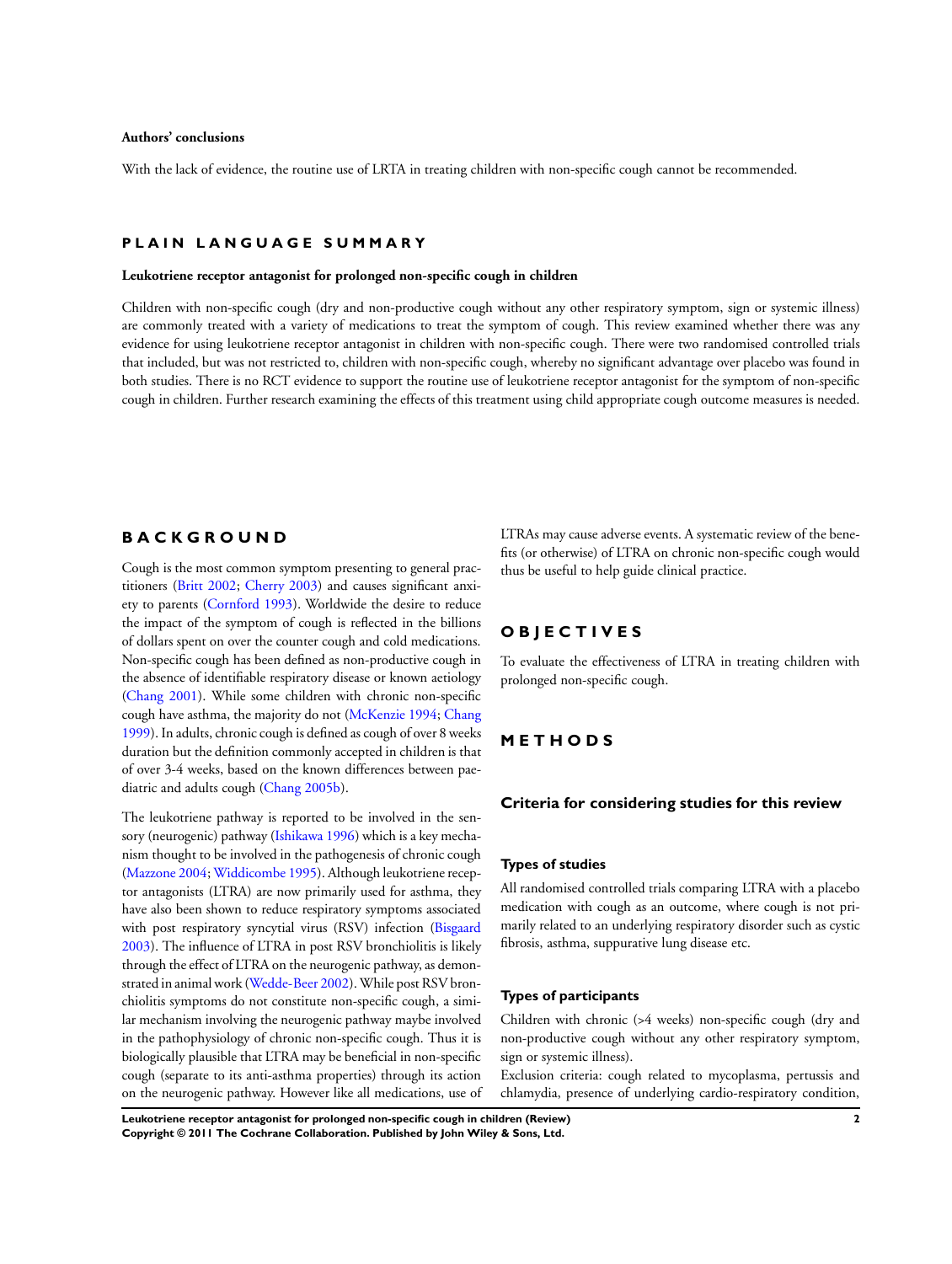**Authors' conclusions**

With the lack of evidence, the routine use of LRTA in treating children with non-specific cough cannot be recommended.

# PLAIN LANGUAGE SUMMARY

**Leukotriene receptor antagonist for prolonged non-specific cough in children**

Children with non-specific cough (dry and non-productive cough without any other respiratory symptom, sign or systemic illness) are commonly treated with a variety of medications to treat the symptom of cough. This review examined whether there was any evidence for using leukotriene receptor antagonist in children with non-specific cough. There were two randomised controlled trials that included, but was not restricted to, children with non-specific cough, whereby no significant advantage over placebo was found in both studies. There is no RCT evidence to support the routine use of leukotriene receptor antagonist for the symptom of non-specific cough in children. Further research examining the effects of this treatment using child appropriate cough outcome measures is needed.

# BACKGROUND

Cough is the most common symptom presenting to general practitioners (Britt 2002; Cherry 2003) and causes significant anxiety to parents (Cornford 1993). Worldwide the desire to reduce the impact of the symptom of cough is reflected in the billions of dollars spent on over the counter cough and cold medications. Non-specific cough has been defined as non-productive cough in the absence of identifiable respiratory disease or known aetiology (Chang 2001). While some children with chronic non-specific cough have asthma, the majority do not (McKenzie 1994; Chang 1999). In adults, chronic cough is defined as cough of over 8 weeks duration but the definition commonly accepted in children is that of over 3-4 weeks, based on the known differences between paediatric and adults cough (Chang 2005b).

The leukotriene pathway is reported to be involved in the sensory (neurogenic) pathway (Ishikawa 1996) which is a key mechanism thought to be involved in the pathogenesis of chronic cough (Mazzone 2004; Widdicombe 1995). Although leukotriene receptor antagonists (LTRA) are now primarily used for asthma, they have also been shown to reduce respiratory symptoms associated with post respiratory syncytial virus (RSV) infection (Bisgaard 2003). The influence of LTRA in post RSV bronchiolitis is likely through the effect of LTRA on the neurogenic pathway, as demonstrated in animal work (Wedde-Beer 2002). While post RSV bronchiolitis symptoms do not constitute non-specific cough, a similar mechanism involving the neurogenic pathway maybe involved in the pathophysiology of chronic non-specific cough. Thus it is biologically plausible that LTRA may be beneficial in non-specific cough (separate to its anti-asthma properties) through its action on the neurogenic pathway. However like all medications, use of LTRAs may cause adverse events. A systematic review of the benefits (or otherwise) of LTRA on chronic non-specific cough would thus be useful to help guide clinical practice.

# OBJECTIVES

To evaluate the effectiveness of LTRA in treating children with prolonged non-specific cough.

# METHODS

## Criteria for considering studies for this review

### Types of studies

All randomised controlled trials comparing LTRA with a placebo medication with cough as an outcome, where cough is not primarily related to an underlying respiratory disorder such as cystic fibrosis, asthma, suppurative lung disease etc.

### Types of participants

Children with chronic (>4 weeks) non-specific cough (dry and non-productive cough without any other respiratory symptom, sign or systemic illness).

Exclusion criteria: cough related to mycoplasma, pertussis and chlamydia, presence of underlying cardio-respiratory condition,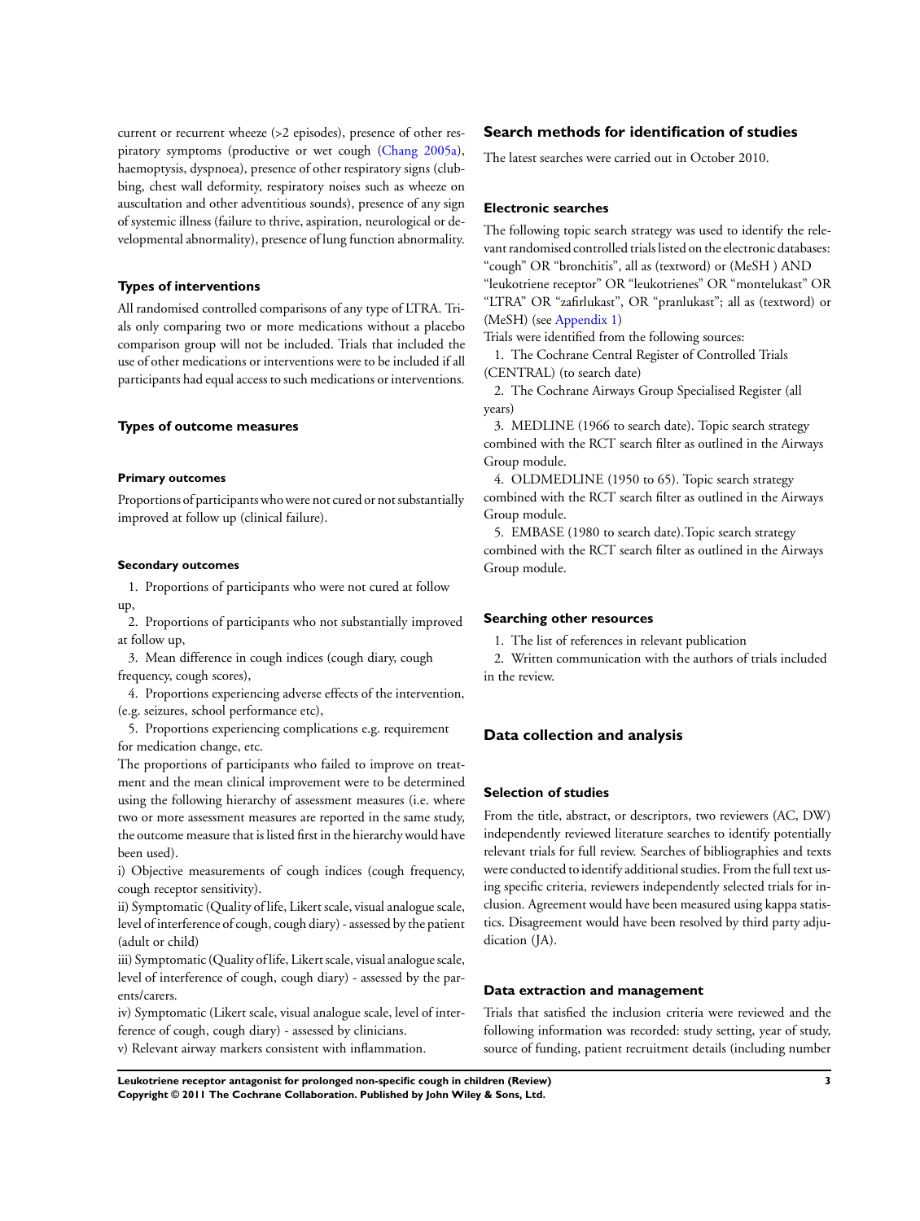current or recurrent wheeze (>2 episodes), presence of other respiratory symptoms (productive or wet cough (Chang 2005a), haemoptysis, dyspnoea), presence of other respiratory signs (clubbing, chest wall deformity, respiratory noises such as wheeze on auscultation and other adventitious sounds), presence of any sign of systemic illness (failure to thrive, aspiration, neurological or developmental abnormality), presence of lung function abnormality.

### Types of interventions

All randomised controlled comparisons of any type of LTRA. Trials only comparing two or more medications without a placebo comparison group will not be included. Trials that included the use of other medications or interventions were to be included if all participants had equal access to such medications or interventions.

### Types of outcome measures

#### Primary outcomes

Proportions of participants who were not cured or not substantially improved at follow up (clinical failure).

#### Secondary outcomes

1. Proportions of participants who were not cured at follow up,
2. Proportions of participants who not substantially improved at follow up,
3. Mean difference in cough indices (cough diary, cough frequency, cough scores),
4. Proportions experiencing adverse effects of the intervention, (e.g. seizures, school performance etc),
5. Proportions experiencing complications e.g. requirement for medication change, etc.

The proportions of participants who failed to improve on treatment and the mean clinical improvement were to be determined using the following hierarchy of assessment measures (i.e. where two or more assessment measures are reported in the same study, the outcome measure that is listed first in the hierarchy would have been used).

i) Objective measurements of cough indices (cough frequency, cough receptor sensitivity).

ii) Symptomatic (Quality of life, Likert scale, visual analogue scale, level of interference of cough, cough diary) - assessed by the patient (adult or child)

iii) Symptomatic (Quality of life, Likert scale, visual analogue scale, level of interference of cough, cough diary) - assessed by the parents/carers.

iv) Symptomatic (Likert scale, visual analogue scale, level of interference of cough, cough diary) - assessed by clinicians.

v) Relevant airway markers consistent with inflammation.

## Search methods for identification of studies

The latest searches were carried out in October 2010.

### Electronic searches

The following topic search strategy was used to identify the relevant randomised controlled trials listed on the electronic databases: "cough" OR "bronchitis", all as (textword) or (MeSH ) AND "leukotriene receptor" OR "leukotrienes" OR "montelukast" OR "LTRA" OR "zafirlukast", OR "pranlukast"; all as (textword) or (MeSH) (see Appendix 1)

Trials were identified from the following sources:

1. The Cochrane Central Register of Controlled Trials (CENTRAL) (to search date)
2. The Cochrane Airways Group Specialised Register (all years)
3. MEDLINE (1966 to search date). Topic search strategy combined with the RCT search filter as outlined in the Airways Group module.
4. OLDMEDLINE (1950 to 65). Topic search strategy combined with the RCT search filter as outlined in the Airways Group module.
5. EMBASE (1980 to search date).Topic search strategy combined with the RCT search filter as outlined in the Airways Group module.

### Searching other resources

1. The list of references in relevant publication
2. Written communication with the authors of trials included in the review.

## Data collection and analysis

### Selection of studies

From the title, abstract, or descriptors, two reviewers (AC, DW) independently reviewed literature searches to identify potentially relevant trials for full review. Searches of bibliographies and texts were conducted to identify additional studies. From the full text using specific criteria, reviewers independently selected trials for inclusion. Agreement would have been measured using kappa statistics. Disagreement would have been resolved by third party adjudication (JA).

### Data extraction and management

Trials that satisfied the inclusion criteria were reviewed and the following information was recorded: study setting, year of study, source of funding, patient recruitment details (including number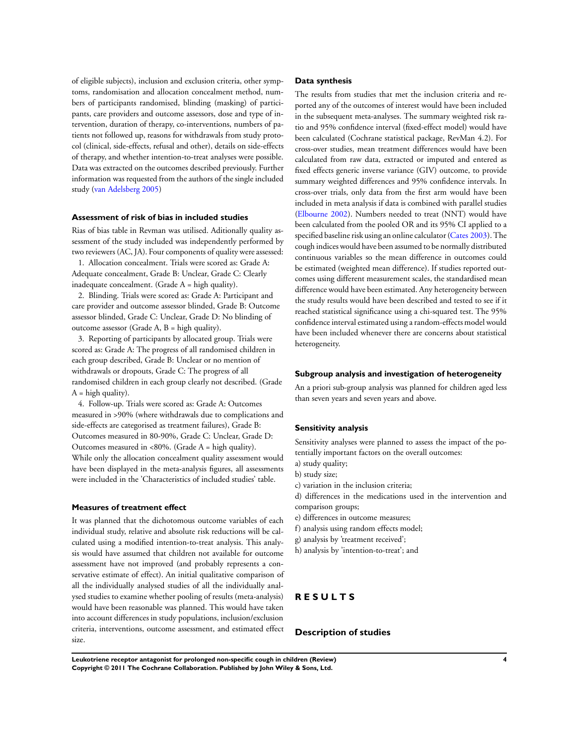of eligible subjects), inclusion and exclusion criteria, other symptoms, randomisation and allocation concealment method, numbers of participants randomised, blinding (masking) of participants, care providers and outcome assessors, dose and type of intervention, duration of therapy, co-interventions, numbers of patients not followed up, reasons for withdrawals from study protocol (clinical, side-effects, refusal and other), details on side-effects of therapy, and whether intention-to-treat analyses were possible. Data was extracted on the outcomes described previously. Further information was requested from the authors of the single included study (van Adelsberg 2005)

### Assessment of risk of bias in included studies

Rias of bias table in Revman was utilised. Aditionally quality assessment of the study included was independently performed by two reviewers (AC, JA). Four components of quality were assessed:

1. Allocation concealment. Trials were scored as: Grade A: Adequate concealment, Grade B: Unclear, Grade C: Clearly inadequate concealment. (Grade A = high quality).
2. Blinding. Trials were scored as: Grade A: Participant and care provider and outcome assessor blinded, Grade B: Outcome assessor blinded, Grade C: Unclear, Grade D: No blinding of outcome assessor (Grade A, B = high quality).
3. Reporting of participants by allocated group. Trials were scored as: Grade A: The progress of all randomised children in each group described, Grade B: Unclear or no mention of withdrawals or dropouts, Grade C: The progress of all randomised children in each group clearly not described. (Grade A = high quality).
4. Follow-up. Trials were scored as: Grade A: Outcomes measured in >90% (where withdrawals due to complications and side-effects are categorised as treatment failures), Grade B: Outcomes measured in 80-90%, Grade C: Unclear, Grade D: Outcomes measured in <80%. (Grade A = high quality).

While only the allocation concealment quality assessment would have been displayed in the meta-analysis figures, all assessments were included in the 'Characteristics of included studies' table.

### Measures of treatment effect

It was planned that the dichotomous outcome variables of each individual study, relative and absolute risk reductions will be calculated using a modified intention-to-treat analysis. This analysis would have assumed that children not available for outcome assessment have not improved (and probably represents a conservative estimate of effect). An initial qualitative comparison of all the individually analysed studies of all the individually analysed studies to examine whether pooling of results (meta-analysis) would have been reasonable was planned. This would have taken into account differences in study populations, inclusion/exclusion criteria, interventions, outcome assessment, and estimated effect size.

### Data synthesis

The results from studies that met the inclusion criteria and reported any of the outcomes of interest would have been included in the subsequent meta-analyses. The summary weighted risk ratio and 95% confidence interval (fixed-effect model) would have been calculated (Cochrane statistical package, RevMan 4.2). For cross-over studies, mean treatment differences would have been calculated from raw data, extracted or imputed and entered as fixed effects generic inverse variance (GIV) outcome, to provide summary weighted differences and 95% confidence intervals. In cross-over trials, only data from the first arm would have been included in meta analysis if data is combined with parallel studies (Elbourne 2002). Numbers needed to treat (NNT) would have been calculated from the pooled OR and its 95% CI applied to a specified baseline risk using an online calculator (Cates 2003). The cough indices would have been assumed to be normally distributed continuous variables so the mean difference in outcomes could be estimated (weighted mean difference). If studies reported outcomes using different measurement scales, the standardised mean difference would have been estimated. Any heterogeneity between the study results would have been described and tested to see if it reached statistical significance using a chi-squared test. The 95% confidence interval estimated using a random-effects model would have been included whenever there are concerns about statistical heterogeneity.

### Subgroup analysis and investigation of heterogeneity

An a priori sub-group analysis was planned for children aged less than seven years and seven years and above.

### Sensitivity analysis

Sensitivity analyses were planned to assess the impact of the potentially important factors on the overall outcomes:

a) study quality;
b) study size;
c) variation in the inclusion criteria;
d) differences in the medications used in the intervention and comparison groups;
e) differences in outcome measures;
f) analysis using random effects model;
g) analysis by 'treatment received';
h) analysis by 'intention-to-treat'; and

# RESULTS

### Description of studies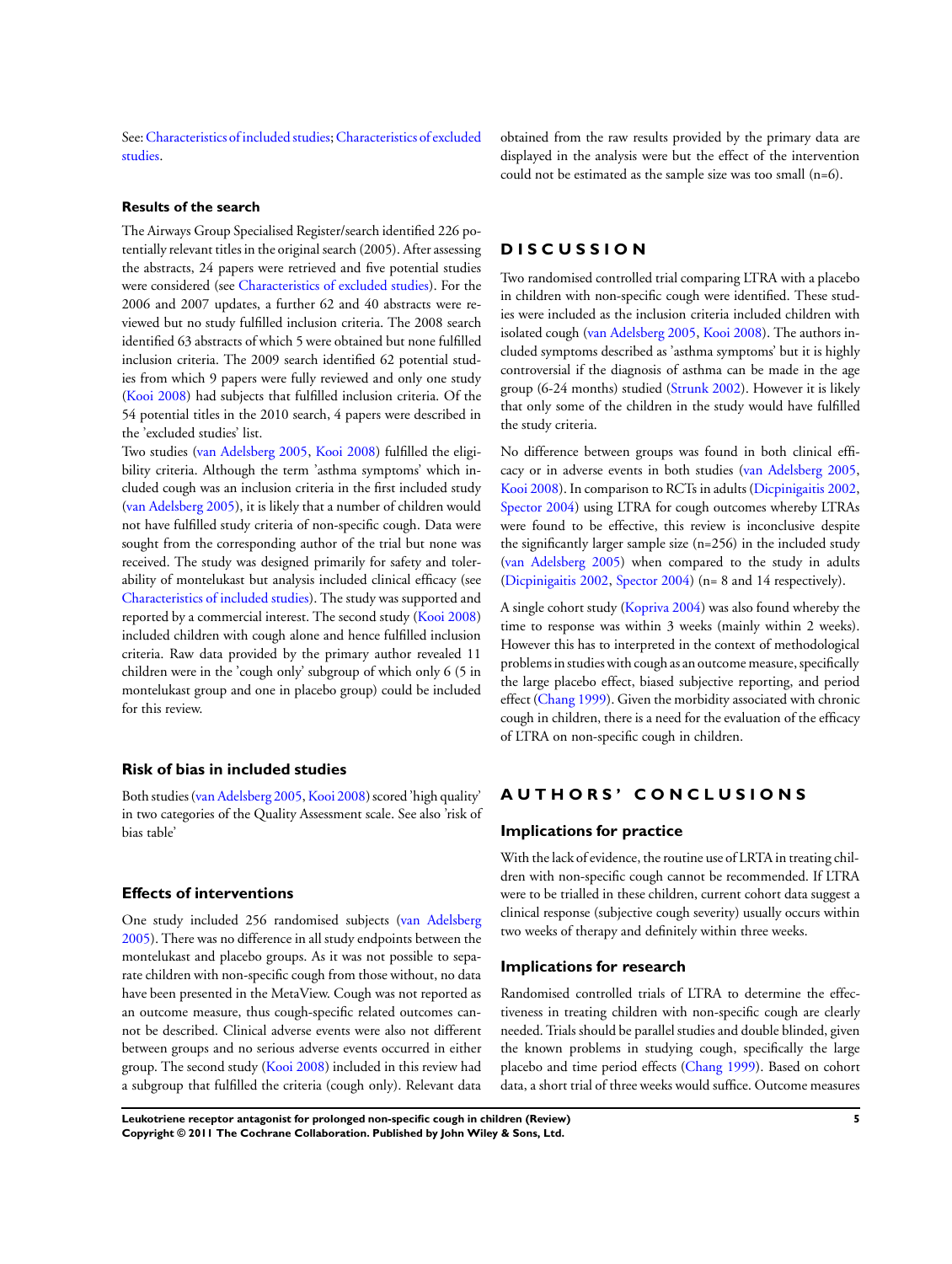See: Characteristics of included studies; Characteristics of excluded studies.

### Results of the search

The Airways Group Specialised Register/search identified 226 potentially relevant titles in the original search (2005). After assessing the abstracts, 24 papers were retrieved and five potential studies were considered (see Characteristics of excluded studies). For the 2006 and 2007 updates, a further 62 and 40 abstracts were reviewed but no study fulfilled inclusion criteria. The 2008 search identified 63 abstracts of which 5 were obtained but none fulfilled inclusion criteria. The 2009 search identified 62 potential studies from which 9 papers were fully reviewed and only one study (Kooi 2008) had subjects that fulfilled inclusion criteria. Of the 54 potential titles in the 2010 search, 4 papers were described in the 'excluded studies' list.

Two studies (van Adelsberg 2005, Kooi 2008) fulfilled the eligibility criteria. Although the term 'asthma symptoms' which included cough was an inclusion criteria in the first included study (van Adelsberg 2005), it is likely that a number of children would not have fulfilled study criteria of non-specific cough. Data were sought from the corresponding author of the trial but none was received. The study was designed primarily for safety and tolerability of montelukast but analysis included clinical efficacy (see Characteristics of included studies). The study was supported and reported by a commercial interest. The second study (Kooi 2008) included children with cough alone and hence fulfilled inclusion criteria. Raw data provided by the primary author revealed 11 children were in the 'cough only' subgroup of which only 6 (5 in montelukast group and one in placebo group) could be included for this review.

### Risk of bias in included studies

Both studies (van Adelsberg 2005, Kooi 2008) scored 'high quality' in two categories of the Quality Assessment scale. See also 'risk of bias table'

### Effects of interventions

One study included 256 randomised subjects (van Adelsberg 2005). There was no difference in all study endpoints between the montelukast and placebo groups. As it was not possible to separate children with non-specific cough from those without, no data have been presented in the MetaView. Cough was not reported as an outcome measure, thus cough-specific related outcomes cannot be described. Clinical adverse events were also not different between groups and no serious adverse events occurred in either group. The second study (Kooi 2008) included in this review had a subgroup that fulfilled the criteria (cough only). Relevant data obtained from the raw results provided by the primary data are displayed in the analysis were but the effect of the intervention could not be estimated as the sample size was too small (n=6).

# DISCUSSION

Two randomised controlled trial comparing LTRA with a placebo in children with non-specific cough were identified. These studies were included as the inclusion criteria included children with isolated cough (van Adelsberg 2005, Kooi 2008). The authors included symptoms described as 'asthma symptoms' but it is highly controversial if the diagnosis of asthma can be made in the age group (6-24 months) studied (Strunk 2002). However it is likely that only some of the children in the study would have fulfilled the study criteria.

No difference between groups was found in both clinical efficacy or in adverse events in both studies (van Adelsberg 2005, Kooi 2008). In comparison to RCTs in adults (Dicpinigaitis 2002, Spector 2004) using LTRA for cough outcomes whereby LTRAs were found to be effective, this review is inconclusive despite the significantly larger sample size (n=256) in the included study (van Adelsberg 2005) when compared to the study in adults (Dicpinigaitis 2002, Spector 2004) (n= 8 and 14 respectively).

A single cohort study (Kopriva 2004) was also found whereby the time to response was within 3 weeks (mainly within 2 weeks). However this has to interpreted in the context of methodological problems in studies with cough as an outcome measure, specifically the large placebo effect, biased subjective reporting, and period effect (Chang 1999). Given the morbidity associated with chronic cough in children, there is a need for the evaluation of the efficacy of LTRA on non-specific cough in children.

# AUTHORS' CONCLUSIONS

### Implications for practice

With the lack of evidence, the routine use of LRTA in treating children with non-specific cough cannot be recommended. If LTRA were to be trialled in these children, current cohort data suggest a clinical response (subjective cough severity) usually occurs within two weeks of therapy and definitely within three weeks.

### Implications for research

Randomised controlled trials of LTRA to determine the effectiveness in treating children with non-specific cough are clearly needed. Trials should be parallel studies and double blinded, given the known problems in studying cough, specifically the large placebo and time period effects (Chang 1999). Based on cohort data, a short trial of three weeks would suffice. Outcome measures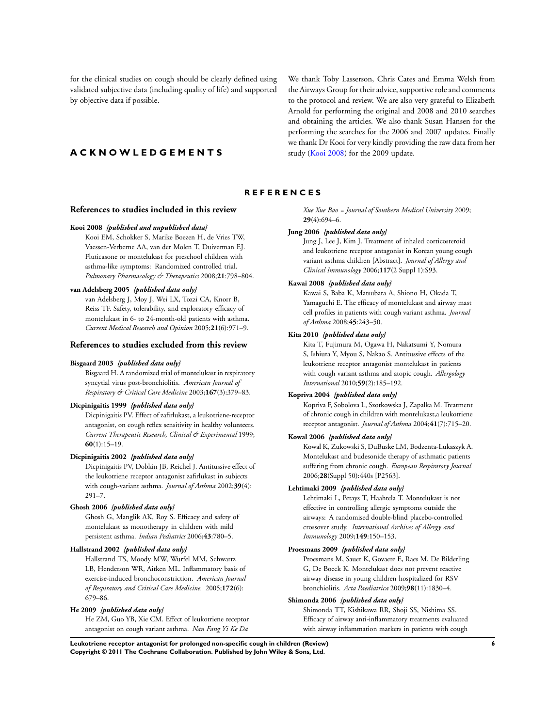for the clinical studies on cough should be clearly defined using validated subjective data (including quality of life) and supported by objective data if possible.

# ACKNOWLEDGEMENTS

We thank Toby Lasserson, Chris Cates and Emma Welsh from the Airways Group for their advice, supportive role and comments to the protocol and review. We are also very grateful to Elizabeth Arnold for performing the original and 2008 and 2010 searches and obtaining the articles. We also thank Susan Hansen for the performing the searches for the 2006 and 2007 updates. Finally we thank Dr Kooi for very kindly providing the raw data from her study (Kooi 2008) for the 2009 update.

# REFERENCES

## References to studies included in this review

**Kooi 2008** *{published and unpublished data}*

Kooi EM, Schokker S, Marike Boezen H, de Vries TW, Vaessen-Verberne AA, van der Molen T, Duiverman EJ. Fluticasone or montelukast for preschool children with asthma-like symptoms: Randomized controlled trial. *Pulmonary Pharmacology & Therapeutics* 2008;**21**:798–804.

**van Adelsberg 2005** *{published data only}*

van Adelsberg J, Moy J, Wei LX, Tozzi CA, Knorr B, Reiss TF. Safety, tolerability, and exploratory efficacy of montelukast in 6- to 24-month-old patients with asthma. *Current Medical Research and Opinion* 2005;**21**(6):971–9.

## References to studies excluded from this review

**Bisgaard 2003** *{published data only}*

Bisgaard H. A randomized trial of montelukast in respiratory syncytial virus post-bronchiolitis. *American Journal of Respiratory & Critical Care Medicine* 2003;**167**(3):379–83.

**Dicpinigaitis 1999** *{published data only}*

Dicpinigaitis PV. Effect of zafirlukast, a leukotriene-receptor antagonist, on cough reflex sensitivity in healthy volunteers. *Current Therapeutic Research, Clinical & Experimental* 1999;**60**(1):15–19.

**Dicpinigaitis 2002** *{published data only}*

Dicpinigaitis PV, Dobkin JB, Reichel J. Antitussive effect of the leukotriene receptor antagonist zafirlukast in subjects with cough-variant asthma. *Journal of Asthma* 2002;**39**(4):291–7.

**Ghosh 2006** *{published data only}*

Ghosh G, Manglik AK, Roy S. Efficacy and safety of montelukast as monotherapy in children with mild persistent asthma. *Indian Pediatrics* 2006;**43**:780–5.

**Hallstrand 2002** *{published data only}*

Hallstrand TS, Moody MW, Wurfel MM, Schwartz LB, Henderson WR, Aitken ML. Inflammatory basis of exercise-induced bronchoconstriction. *American Journal of Respiratory and Critical Care Medicine.* 2005;**172**(6):679–86.

**He 2009** *{published data only}*

He ZM, Guo YB, Xie CM. Effect of leukotriene receptor antagonist on cough variant asthma. *Nan Fang Yi Ke Da Xue Xue Bao = Journal of Southern Medical University* 2009;**29**(4):694–6.

**Jung 2006** *{published data only}*

Jung J, Lee J, Kim J. Treatment of inhaled corticosteroid and leukotriene receptor antagonist in Korean young cough variant asthma children [Abstract]. *Journal of Allergy and Clinical Immunology* 2006;**117**(2 Suppl 1):S93.

**Kawai 2008** *{published data only}*

Kawai S, Baba K, Matsubara A, Shiono H, Okada T, Yamaguchi E. The efficacy of montelukast and airway mast cell profiles in patients with cough variant asthma. *Journal of Asthma* 2008;**45**:243–50.

**Kita 2010** *{published data only}*

Kita T, Fujimura M, Ogawa H, Nakatsumi Y, Nomura S, Ishiura Y, Myou S, Nakao S. Antitussive effects of the leukotriene receptor antagonist montelukast in patients with cough variant asthma and atopic cough. *Allergology International* 2010;**59**(2):185–192.

**Kopriva 2004** *{published data only}*

Kopriva F, Sobolova L, Szotkowska J, Zapalka M. Treatment of chronic cough in children with montelukast,a leukotriene receptor antagonist. *Journal of Asthma* 2004;**41**(7):715–20.

**Kowal 2006** *{published data only}*

Kowal K, Zukowski S, DuBuske LM, Bodzenta-Lukaszyk A. Montelukast and budesonide therapy of asthmatic patients suffering from chronic cough. *European Respiratory Journal* 2006;**28**(Suppl 50):440s [P2563].

**Lehtimaki 2009** *{published data only}*

Lehtimaki L, Petays T, Haahtela T. Montelukast is not effective in controlling allergic symptoms outside the airways: A randomised double-blind placebo-controlled crossover study. *International Archives of Allergy and Immunology* 2009;**149**:150–153.

**Proesmans 2009** *{published data only}*

Proesmans M, Sauer K, Govaere E, Raes M, De Bilderling G, De Boeck K. Montelukast does not prevent reactive airway disease in young children hospitalized for RSV bronchiolitis. *Acta Paediatrica* 2009;**98**(11):1830–4.

**Shimonda 2006** *{published data only}*

Shimonda TT, Kishikawa RR, Shoji SS, Nishima SS. Efficacy of airway anti-inflammatory treatments evaluated with airway inflammation markers in patients with cough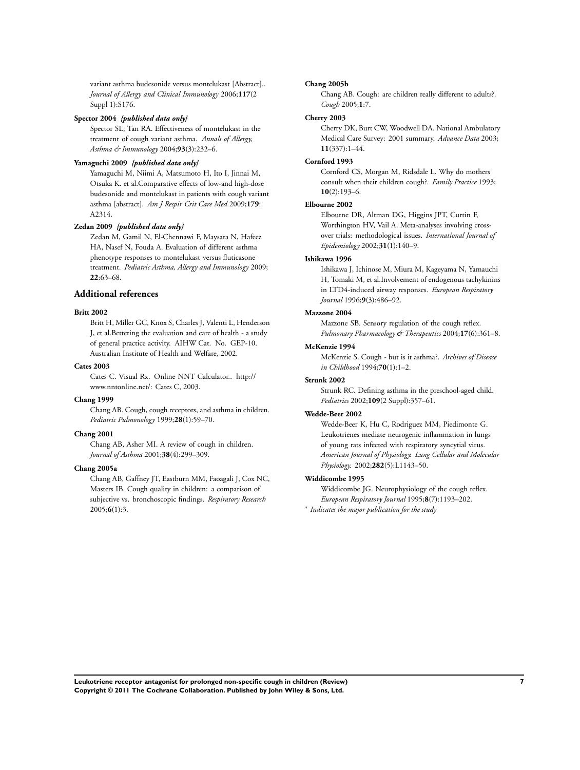variant asthma budesonide versus montelukast [Abstract].. *Journal of Allergy and Clinical Immunology* 2006;**117**(2 Suppl 1):S176.

**Spector 2004** ***{published data only}***

Spector SL, Tan RA. Effectiveness of montelukast in the treatment of cough variant asthma. *Annals of Allergy, Asthma & Immunology* 2004;**93**(3):232–6.

**Yamaguchi 2009** ***{published data only}***

Yamaguchi M, Niimi A, Matsumoto H, Ito I, Jinnai M, Otsuka K. et al.Comparative effects of low-and high-dose budesonide and montelukast in patients with cough variant asthma [abstract]. *Am J Respir Crit Care Med* 2009;**179**: A2314.

**Zedan 2009** ***{published data only}***

Zedan M, Gamil N, El-Chennawi F, Maysara N, Hafeez HA, Nasef N, Fouda A. Evaluation of different asthma phenotype responses to montelukast versus fluticasone treatment. *Pediatric Asthma, Allergy and Immunology* 2009; **22**:63–68.

## Additional references

**Britt 2002**

Britt H, Miller GC, Knox S, Charles J, Valenti L, Henderson J, et al.Bettering the evaluation and care of health - a study of general practice activity. AIHW Cat. No. GEP-10. Australian Institute of Health and Welfare, 2002.

**Cates 2003**

Cates C. Visual Rx. Online NNT Calculator.. http://www.nntonline.net/: Cates C, 2003.

**Chang 1999**

Chang AB. Cough, cough receptors, and asthma in children. *Pediatric Pulmonology* 1999;**28**(1):59–70.

**Chang 2001**

Chang AB, Asher MI. A review of cough in children. *Journal of Asthma* 2001;**38**(4):299–309.

**Chang 2005a**

Chang AB, Gaffney JT, Eastburn MM, Faoagali J, Cox NC, Masters IB. Cough quality in children: a comparison of subjective vs. bronchoscopic findings. *Respiratory Research* 2005;**6**(1):3.

**Chang 2005b**

Chang AB. Cough: are children really different to adults?. *Cough* 2005;**1**:7.

**Cherry 2003**

Cherry DK, Burt CW, Woodwell DA. National Ambulatory Medical Care Survey: 2001 summary. *Advance Data* 2003; **11**(337):1–44.

**Cornford 1993**

Cornford CS, Morgan M, Ridsdale L. Why do mothers consult when their children cough?. *Family Practice* 1993; **10**(2):193–6.

**Elbourne 2002**

Elbourne DR, Altman DG, Higgins JPT, Curtin F, Worthington HV, Vail A. Meta-analyses involving cross-over trials: methodological issues. *International Journal of Epidemiology* 2002;**31**(1):140–9.

**Ishikawa 1996**

Ishikawa J, Ichinose M, Miura M, Kageyama N, Yamauchi H, Tomaki M, et al.Involvement of endogenous tachykinins in LTD4-induced airway responses. *European Respiratory Journal* 1996;**9**(3):486–92.

**Mazzone 2004**

Mazzone SB. Sensory regulation of the cough reflex. *Pulmonary Pharmacology & Therapeutics* 2004;**17**(6):361–8.

**McKenzie 1994**

McKenzie S. Cough - but is it asthma?. *Archives of Disease in Childhood* 1994;**70**(1):1–2.

**Strunk 2002**

Strunk RC. Defining asthma in the preschool-aged child. *Pediatrics* 2002;**109**(2 Suppl):357–61.

**Wedde-Beer 2002**

Wedde-Beer K, Hu C, Rodriguez MM, Piedimonte G. Leukotrienes mediate neurogenic inflammation in lungs of young rats infected with respiratory syncytial virus. *American Journal of Physiology. Lung Cellular and Molecular Physiology.* 2002;**282**(5):L1143–50.

**Widdicombe 1995**

Widdicombe JG. Neurophysiology of the cough reflex. *European Respiratory Journal* 1995;**8**(7):1193–202.

* *Indicates the major publication for the study*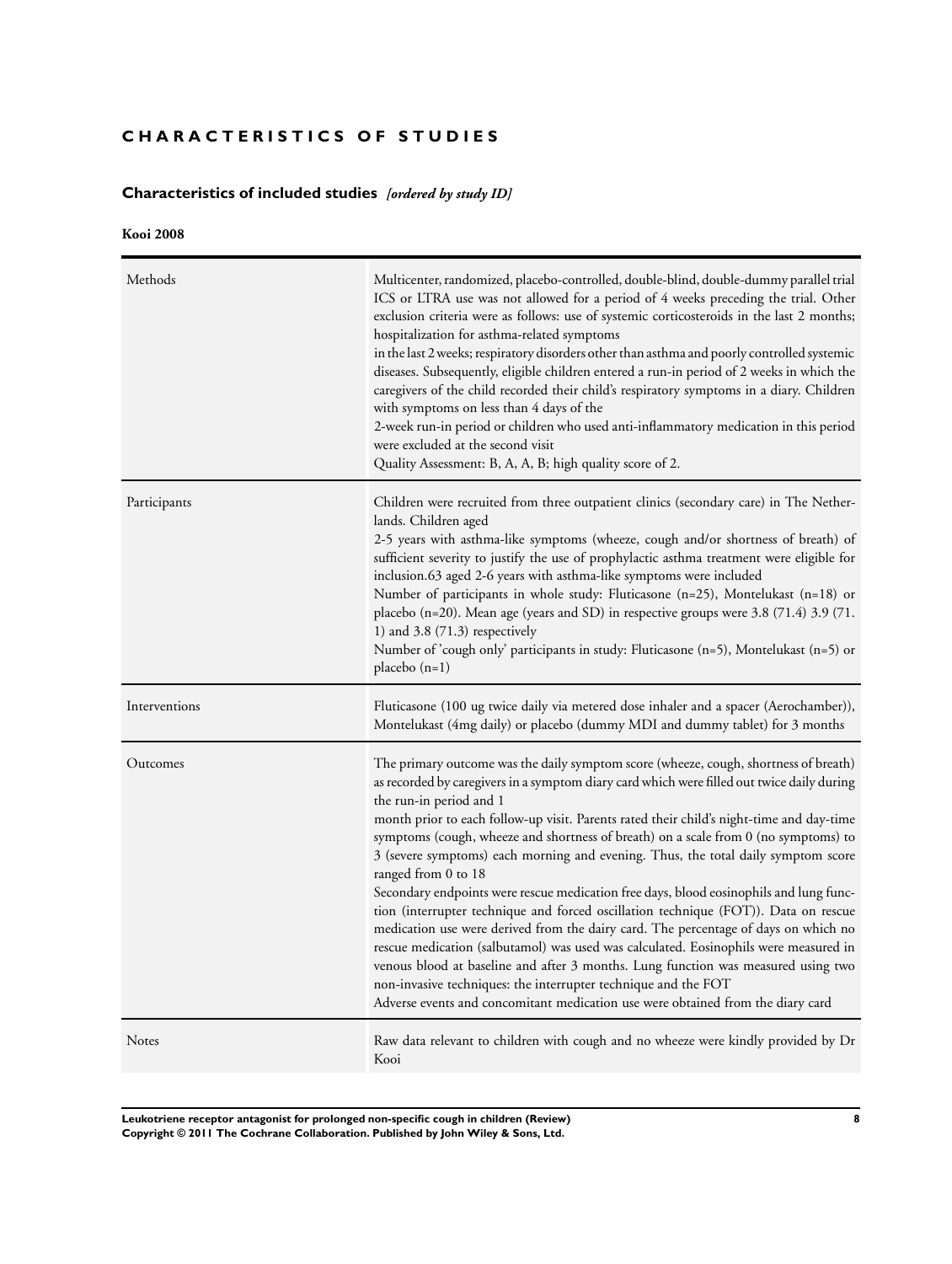# CHARACTERISTICS OF STUDIES

## Characteristics of included studies *[ordered by study ID]*

**Kooi 2008**

| | |
|---|---|
| Methods | Multicenter, randomized, placebo-controlled, double-blind, double-dummy parallel trial ICS or LTRA use was not allowed for a period of 4 weeks preceding the trial. Other exclusion criteria were as follows: use of systemic corticosteroids in the last 2 months; hospitalization for asthma-related symptoms in the last 2 weeks; respiratory disorders other than asthma and poorly controlled systemic diseases. Subsequently, eligible children entered a run-in period of 2 weeks in which the caregivers of the child recorded their child's respiratory symptoms in a diary. Children with symptoms on less than 4 days of the 2-week run-in period or children who used anti-inflammatory medication in this period were excluded at the second visit<br>Quality Assessment: B, A, A, B; high quality score of 2. |
| Participants | Children were recruited from three outpatient clinics (secondary care) in The Netherlands. Children aged 2-5 years with asthma-like symptoms (wheeze, cough and/or shortness of breath) of sufficient severity to justify the use of prophylactic asthma treatment were eligible for inclusion.63 aged 2-6 years with asthma-like symptoms were included<br>Number of participants in whole study: Fluticasone (n=25), Montelukast (n=18) or placebo (n=20). Mean age (years and SD) in respective groups were 3.8 (71.4) 3.9 (71. 1) and 3.8 (71.3) respectively<br>Number of 'cough only' participants in study: Fluticasone (n=5), Montelukast (n=5) or placebo (n=1) |
| Interventions | Fluticasone (100 ug twice daily via metered dose inhaler and a spacer (Aerochamber)), Montelukast (4mg daily) or placebo (dummy MDI and dummy tablet) for 3 months |
| Outcomes | The primary outcome was the daily symptom score (wheeze, cough, shortness of breath) as recorded by caregivers in a symptom diary card which were filled out twice daily during the run-in period and 1 month prior to each follow-up visit. Parents rated their child's night-time and day-time symptoms (cough, wheeze and shortness of breath) on a scale from 0 (no symptoms) to 3 (severe symptoms) each morning and evening. Thus, the total daily symptom score ranged from 0 to 18<br>Secondary endpoints were rescue medication free days, blood eosinophils and lung function (interrupter technique and forced oscillation technique (FOT)). Data on rescue medication use were derived from the dairy card. The percentage of days on which no rescue medication (salbutamol) was used was calculated. Eosinophils were measured in venous blood at baseline and after 3 months. Lung function was measured using two non-invasive techniques: the interrupter technique and the FOT<br>Adverse events and concomitant medication use were obtained from the diary card |
| Notes | Raw data relevant to children with cough and no wheeze were kindly provided by Dr Kooi |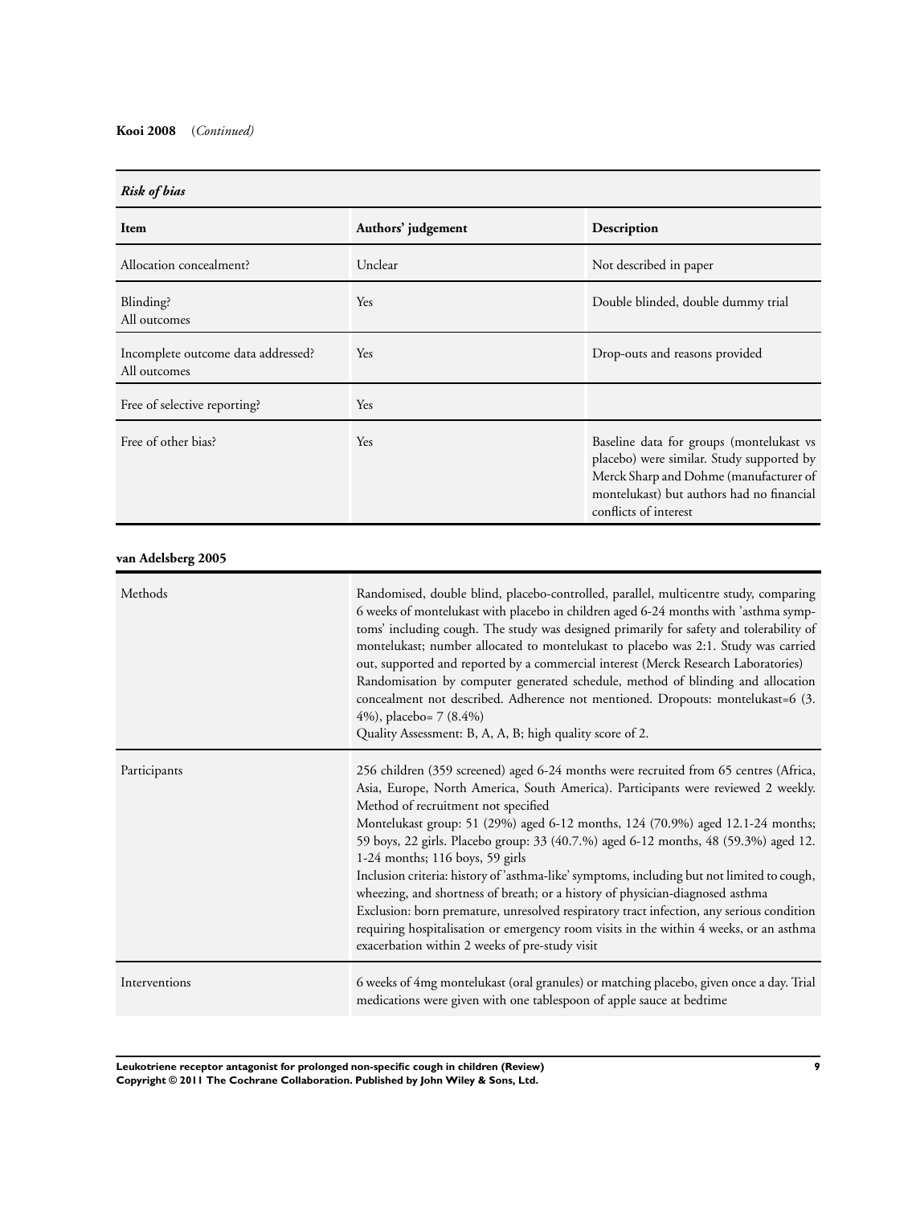**Kooi 2008** (*Continued*)

***Risk of bias***

| Item | Authors' judgement | Description |
|---|---|---|
| Allocation concealment? | Unclear | Not described in paper |
| Blinding?<br>All outcomes | Yes | Double blinded, double dummy trial |
| Incomplete outcome data addressed?<br>All outcomes | Yes | Drop-outs and reasons provided |
| Free of selective reporting? | Yes | |
| Free of other bias? | Yes | Baseline data for groups (montelukast vs placebo) were similar. Study supported by Merck Sharp and Dohme (manufacturer of montelukast) but authors had no financial conflicts of interest |

**van Adelsberg 2005**

| | |
|---|---|
| Methods | Randomised, double blind, placebo-controlled, parallel, multicentre study, comparing 6 weeks of montelukast with placebo in children aged 6-24 months with 'asthma symptoms' including cough. The study was designed primarily for safety and tolerability of montelukast; number allocated to montelukast to placebo was 2:1. Study was carried out, supported and reported by a commercial interest (Merck Research Laboratories)<br>Randomisation by computer generated schedule, method of blinding and allocation concealment not described. Adherence not mentioned. Dropouts: montelukast=6 (3.4%), placebo= 7 (8.4%)<br>Quality Assessment: B, A, A, B; high quality score of 2. |
| Participants | 256 children (359 screened) aged 6-24 months were recruited from 65 centres (Africa, Asia, Europe, North America, South America). Participants were reviewed 2 weekly. Method of recruitment not specified<br>Montelukast group: 51 (29%) aged 6-12 months, 124 (70.9%) aged 12.1-24 months; 59 boys, 22 girls. Placebo group: 33 (40.7.%) aged 6-12 months, 48 (59.3%) aged 12.1-24 months; 116 boys, 59 girls<br>Inclusion criteria: history of 'asthma-like' symptoms, including but not limited to cough, wheezing, and shortness of breath; or a history of physician-diagnosed asthma<br>Exclusion: born premature, unresolved respiratory tract infection, any serious condition requiring hospitalisation or emergency room visits in the within 4 weeks, or an asthma exacerbation within 2 weeks of pre-study visit |
| Interventions | 6 weeks of 4mg montelukast (oral granules) or matching placebo, given once a day. Trial medications were given with one tablespoon of apple sauce at bedtime |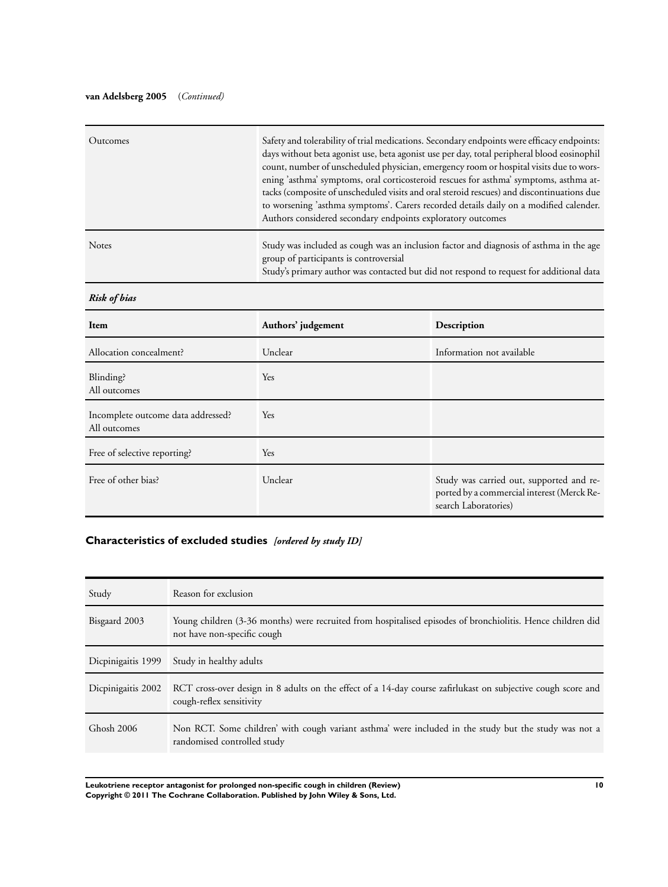**van Adelsberg 2005** (*Continued)*

| | |
|---|---|
| Outcomes | Safety and tolerability of trial medications. Secondary endpoints were efficacy endpoints: days without beta agonist use, beta agonist use per day, total peripheral blood eosinophil count, number of unscheduled physician, emergency room or hospital visits due to worsening 'asthma' symptoms, oral corticosteroid rescues for asthma' symptoms, asthma attacks (composite of unscheduled visits and oral steroid rescues) and discontinuations due to worsening 'asthma symptoms'. Carers recorded details daily on a modified calender. Authors considered secondary endpoints exploratory outcomes |
| Notes | Study was included as cough was an inclusion factor and diagnosis of asthma in the age group of participants is controversial<br>Study's primary author was contacted but did not respond to request for additional data |

***Risk of bias***

| Item | Authors' judgement | Description |
|---|---|---|
| Allocation concealment? | Unclear | Information not available |
| Blinding?<br>All outcomes | Yes | |
| Incomplete outcome data addressed?<br>All outcomes | Yes | |
| Free of selective reporting? | Yes | |
| Free of other bias? | Unclear | Study was carried out, supported and reported by a commercial interest (Merck Research Laboratories) |

## Characteristics of excluded studies *[ordered by study ID]*

| Study | Reason for exclusion |
|---|---|
| Bisgaard 2003 | Young children (3-36 months) were recruited from hospitalised episodes of bronchiolitis. Hence children did not have non-specific cough |
| Dicpinigaitis 1999 | Study in healthy adults |
| Dicpinigaitis 2002 | RCT cross-over design in 8 adults on the effect of a 14-day course zafirlukast on subjective cough score and cough-reflex sensitivity |
| Ghosh 2006 | Non RCT. Some children' with cough variant asthma' were included in the study but the study was not a randomised controlled study |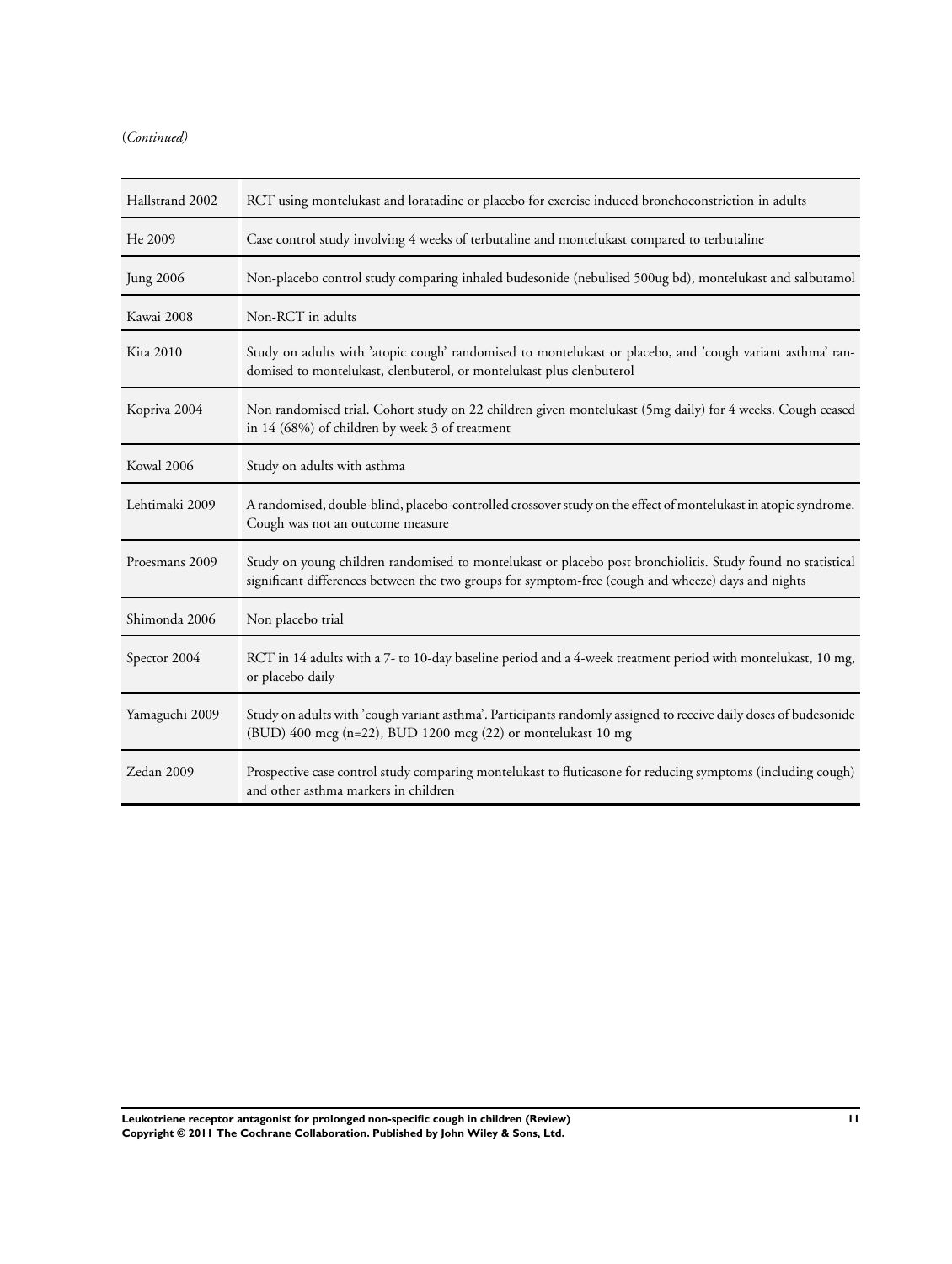(*Continued*)

| | |
|---|---|
| Hallstrand 2002 | RCT using montelukast and loratadine or placebo for exercise induced bronchoconstriction in adults |
| He 2009 | Case control study involving 4 weeks of terbutaline and montelukast compared to terbutaline |
| Jung 2006 | Non-placebo control study comparing inhaled budesonide (nebulised 500ug bd), montelukast and salbutamol |
| Kawai 2008 | Non-RCT in adults |
| Kita 2010 | Study on adults with 'atopic cough' randomised to montelukast or placebo, and 'cough variant asthma' randomised to montelukast, clenbuterol, or montelukast plus clenbuterol |
| Kopriva 2004 | Non randomised trial. Cohort study on 22 children given montelukast (5mg daily) for 4 weeks. Cough ceased in 14 (68%) of children by week 3 of treatment |
| Kowal 2006 | Study on adults with asthma |
| Lehtimaki 2009 | A randomised, double-blind, placebo-controlled crossover study on the effect of montelukast in atopic syndrome. Cough was not an outcome measure |
| Proesmans 2009 | Study on young children randomised to montelukast or placebo post bronchiolitis. Study found no statistical significant differences between the two groups for symptom-free (cough and wheeze) days and nights |
| Shimonda 2006 | Non placebo trial |
| Spector 2004 | RCT in 14 adults with a 7- to 10-day baseline period and a 4-week treatment period with montelukast, 10 mg, or placebo daily |
| Yamaguchi 2009 | Study on adults with 'cough variant asthma'. Participants randomly assigned to receive daily doses of budesonide (BUD) 400 mcg (n=22), BUD 1200 mcg (22) or montelukast 10 mg |
| Zedan 2009 | Prospective case control study comparing montelukast to fluticasone for reducing symptoms (including cough) and other asthma markers in children |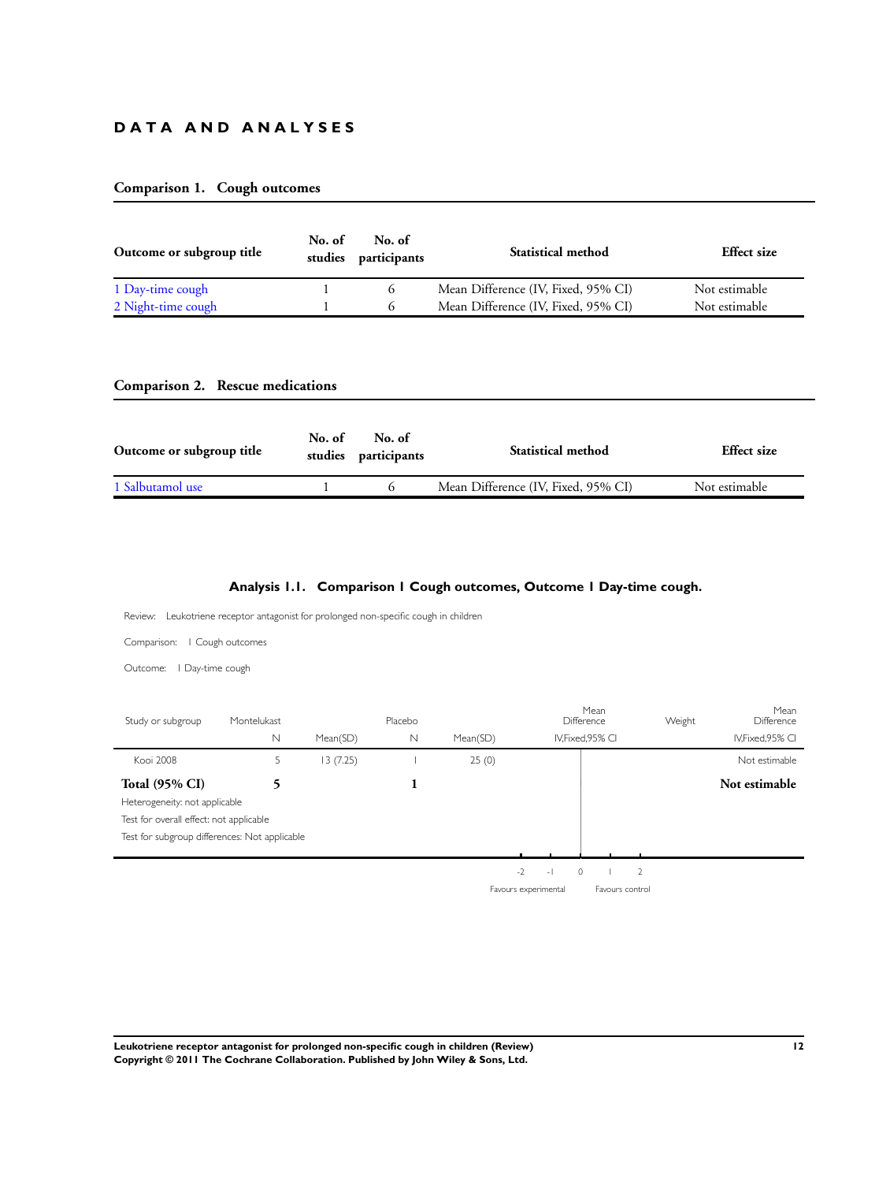# DATA AND ANALYSES

## Comparison 1. Cough outcomes

| Outcome or subgroup title | No. of studies | No. of participants | Statistical method | Effect size |
|---|---|---|---|---|
| 1 Day-time cough | 1 | 6 | Mean Difference (IV, Fixed, 95% CI) | Not estimable |
| 2 Night-time cough | 1 | 6 | Mean Difference (IV, Fixed, 95% CI) | Not estimable |

## Comparison 2. Rescue medications

| Outcome or subgroup title | No. of studies | No. of participants | Statistical method | Effect size |
|---|---|---|---|---|
| 1 Salbutamol use | 1 | 6 | Mean Difference (IV, Fixed, 95% CI) | Not estimable |

### Analysis 1.1. Comparison 1 Cough outcomes, Outcome 1 Day-time cough.

Review: Leukotriene receptor antagonist for prolonged non-specific cough in children

Comparison: 1 Cough outcomes

Outcome: 1 Day-time cough

| Study or subgroup | Montelukast N | Mean(SD) | Placebo N | Mean(SD) | Mean Difference IV,Fixed,95% CI | Weight | Mean Difference IV,Fixed,95% CI |
|---|---|---|---|---|---|---|---|
| Kooi 2008 | 5 | 13 (7.25) | 1 | 25 (0) | | | Not estimable |
| **Total (95% CI)** | **5** | | **1** | | | | **Not estimable** |

Heterogeneity: not applicable

Test for overall effect: not applicable

Test for subgroup differences: Not applicable

-2 -1 0 1 2

Favours experimental Favours control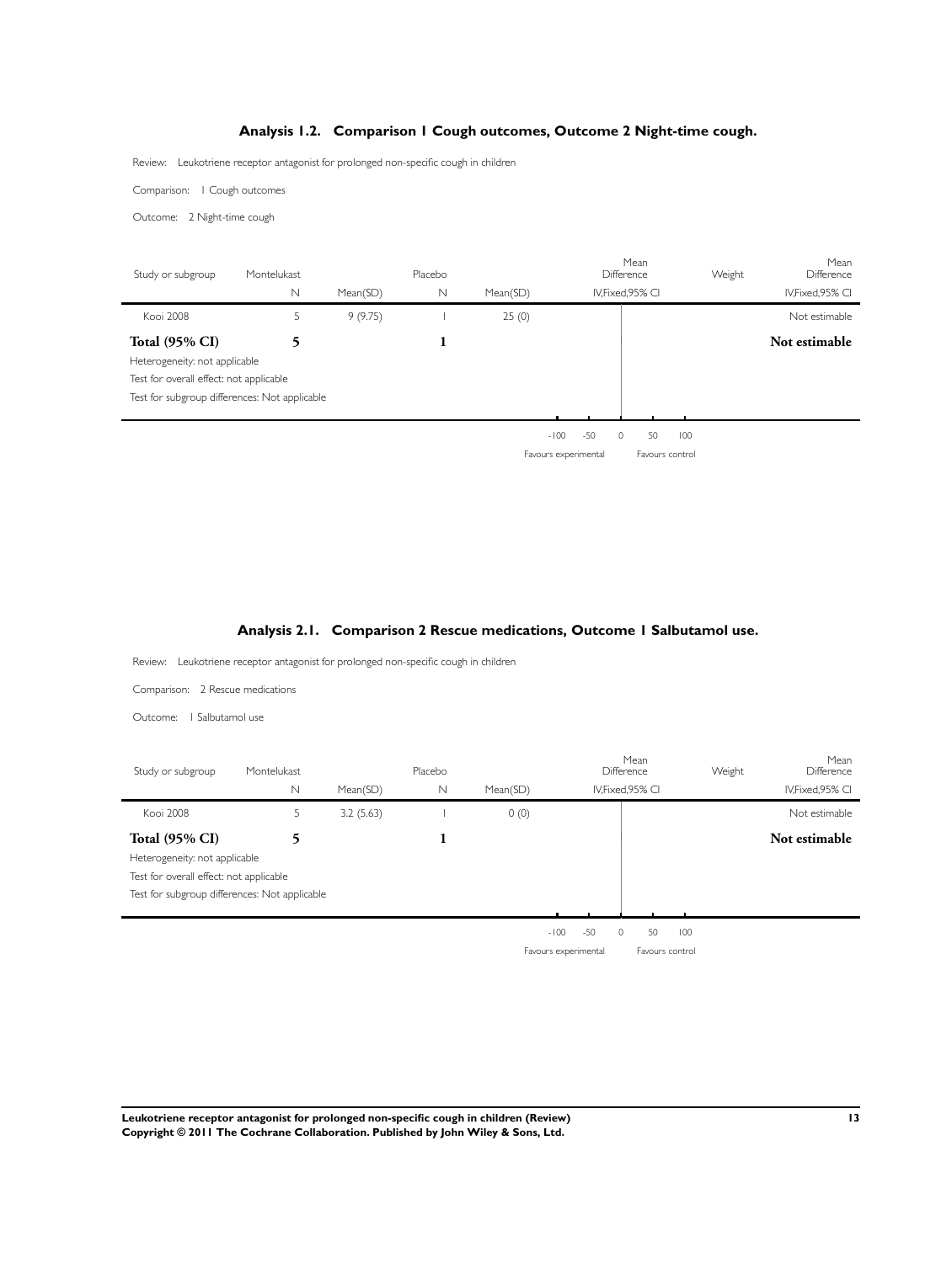### Analysis 1.2. Comparison 1 Cough outcomes, Outcome 2 Night-time cough.

Review: Leukotriene receptor antagonist for prolonged non-specific cough in children

Comparison: 1 Cough outcomes

Outcome: 2 Night-time cough

| Study or subgroup | Montelukast | | Placebo | | Mean Difference | Weight | Mean Difference |
|---|---|---|---|---|---|---|---|
| | N | Mean(SD) | N | Mean(SD) | IV,Fixed,95% CI | | IV,Fixed,95% CI |
| Kooi 2008 | 5 | 9 (9.75) | 1 | 25 (0) | | | Not estimable |
| **Total (95% CI)** | **5** | | **1** | | | | **Not estimable** |
| Heterogeneity: not applicable | | | | | | | |
| Test for overall effect: not applicable | | | | | | | |
| Test for subgroup differences: Not applicable | | | | | | | |

-100 -50 0 50 100

Favours experimental Favours control

### Analysis 2.1. Comparison 2 Rescue medications, Outcome 1 Salbutamol use.

Review: Leukotriene receptor antagonist for prolonged non-specific cough in children

Comparison: 2 Rescue medications

Outcome: 1 Salbutamol use

| Study or subgroup | Montelukast | | Placebo | | Mean Difference | Weight | Mean Difference |
|---|---|---|---|---|---|---|---|
| | N | Mean(SD) | N | Mean(SD) | IV,Fixed,95% CI | | IV,Fixed,95% CI |
| Kooi 2008 | 5 | 3.2 (5.63) | 1 | 0 (0) | | | Not estimable |
| **Total (95% CI)** | **5** | | **1** | | | | **Not estimable** |
| Heterogeneity: not applicable | | | | | | | |
| Test for overall effect: not applicable | | | | | | | |
| Test for subgroup differences: Not applicable | | | | | | | |

-100 -50 0 50 100

Favours experimental Favours control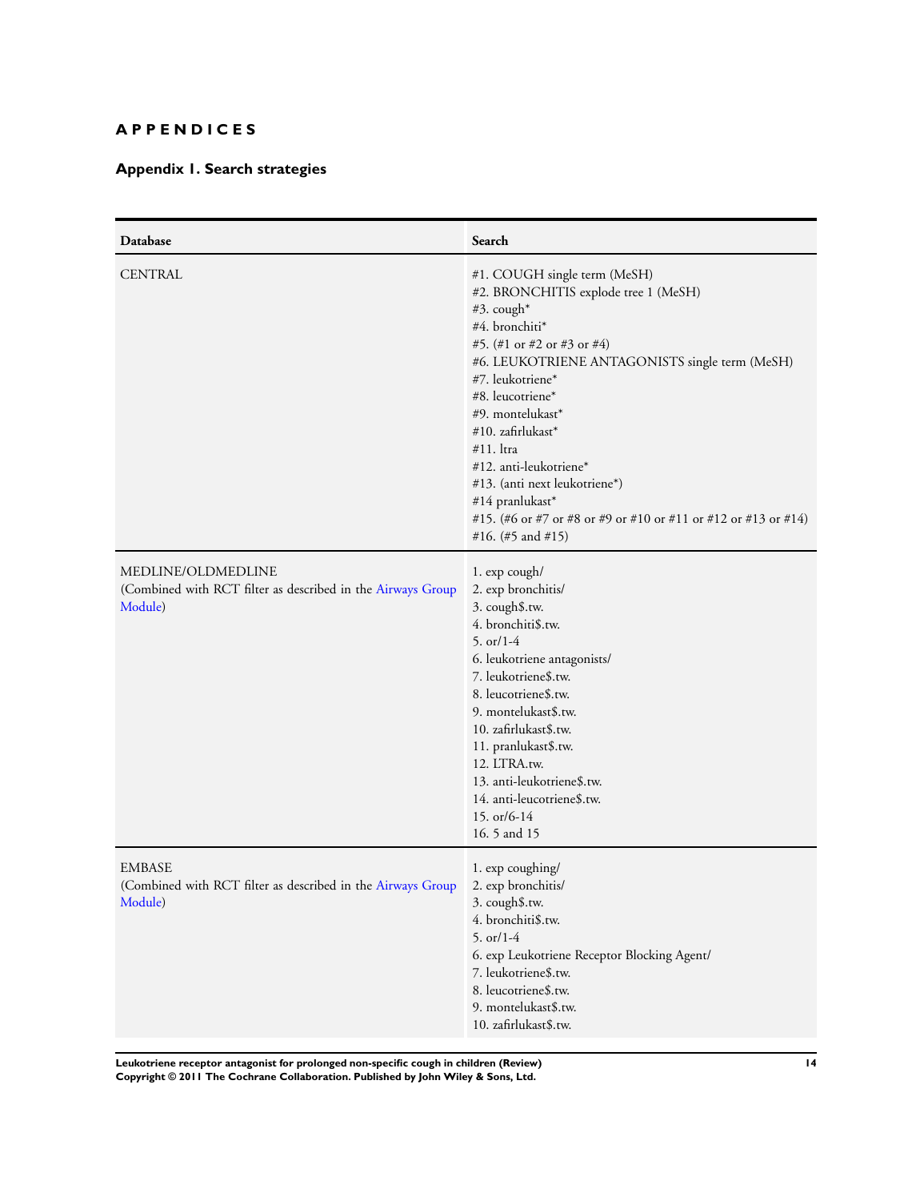# APPENDICES

## Appendix 1. Search strategies

| Database | Search |
|---|---|
| CENTRAL | #1. COUGH single term (MeSH)<br>#2. BRONCHITIS explode tree 1 (MeSH)<br>#3. cough*<br>#4. bronchiti*<br>#5. (#1 or #2 or #3 or #4)<br>#6. LEUKOTRIENE ANTAGONISTS single term (MeSH)<br>#7. leukotriene*<br>#8. leucotriene*<br>#9. montelukast*<br>#10. zafirlukast*<br>#11. ltra<br>#12. anti-leukotriene*<br>#13. (anti next leukotriene*)<br>#14 pranlukast*<br>#15. (#6 or #7 or #8 or #9 or #10 or #11 or #12 or #13 or #14)<br>#16. (#5 and #15) |
| MEDLINE/OLDMEDLINE<br>(Combined with RCT filter as described in the Airways Group Module) | 1. exp cough/<br>2. exp bronchitis/<br>3. cough$.tw.<br>4. bronchiti$.tw.<br>5. or/1-4<br>6. leukotriene antagonists/<br>7. leukotriene$.tw.<br>8. leucotriene$.tw.<br>9. montelukast$.tw.<br>10. zafirlukast$.tw.<br>11. pranlukast$.tw.<br>12. LTRA.tw.<br>13. anti-leukotriene$.tw.<br>14. anti-leucotriene$.tw.<br>15. or/6-14<br>16. 5 and 15 |
| EMBASE<br>(Combined with RCT filter as described in the Airways Group Module) | 1. exp coughing/<br>2. exp bronchitis/<br>3. cough$.tw.<br>4. bronchiti$.tw.<br>5. or/1-4<br>6. exp Leukotriene Receptor Blocking Agent/<br>7. leukotriene$.tw.<br>8. leucotriene$.tw.<br>9. montelukast$.tw.<br>10. zafirlukast$.tw. |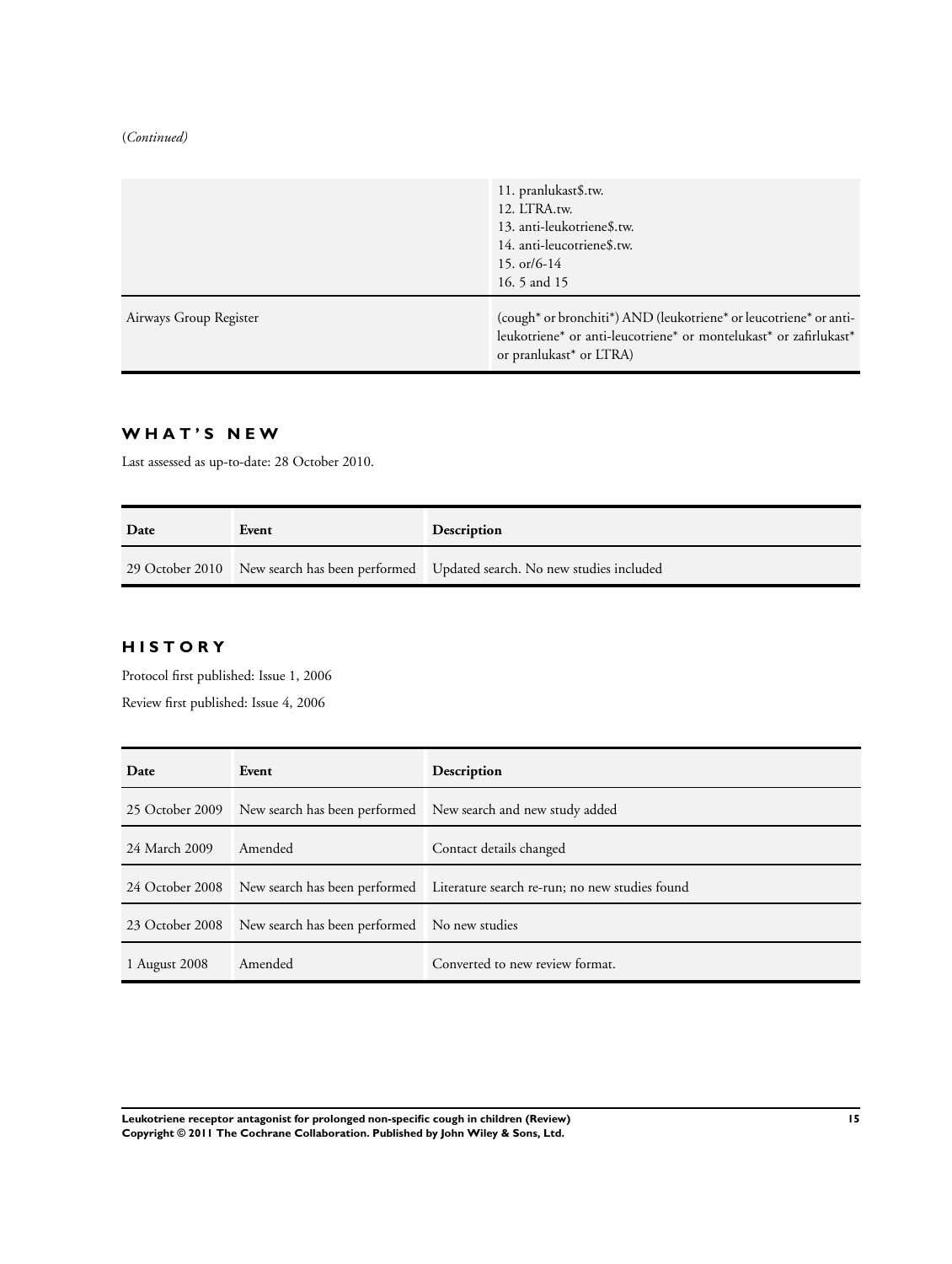(*Continued*)

| | |
|---|---|
| | 11. pranlukast$.tw.<br>12. LTRA.tw.<br>13. anti-leukotriene$.tw.<br>14. anti-leucotriene$.tw.<br>15. or/6-14<br>16. 5 and 15 |
| Airways Group Register | (cough* or bronchiti*) AND (leukotriene* or leucotriene* or anti-leukotriene* or anti-leucotriene* or montelukast* or zafirlukast* or pranlukast* or LTRA) |

## WHAT'S NEW

Last assessed as up-to-date: 28 October 2010.

| Date | Event | Description |
|---|---|---|
| 29 October 2010 | New search has been performed | Updated search. No new studies included |

## HISTORY

Protocol first published: Issue 1, 2006

Review first published: Issue 4, 2006

| Date | Event | Description |
|---|---|---|
| 25 October 2009 | New search has been performed | New search and new study added |
| 24 March 2009 | Amended | Contact details changed |
| 24 October 2008 | New search has been performed | Literature search re-run; no new studies found |
| 23 October 2008 | New search has been performed | No new studies |
| 1 August 2008 | Amended | Converted to new review format. |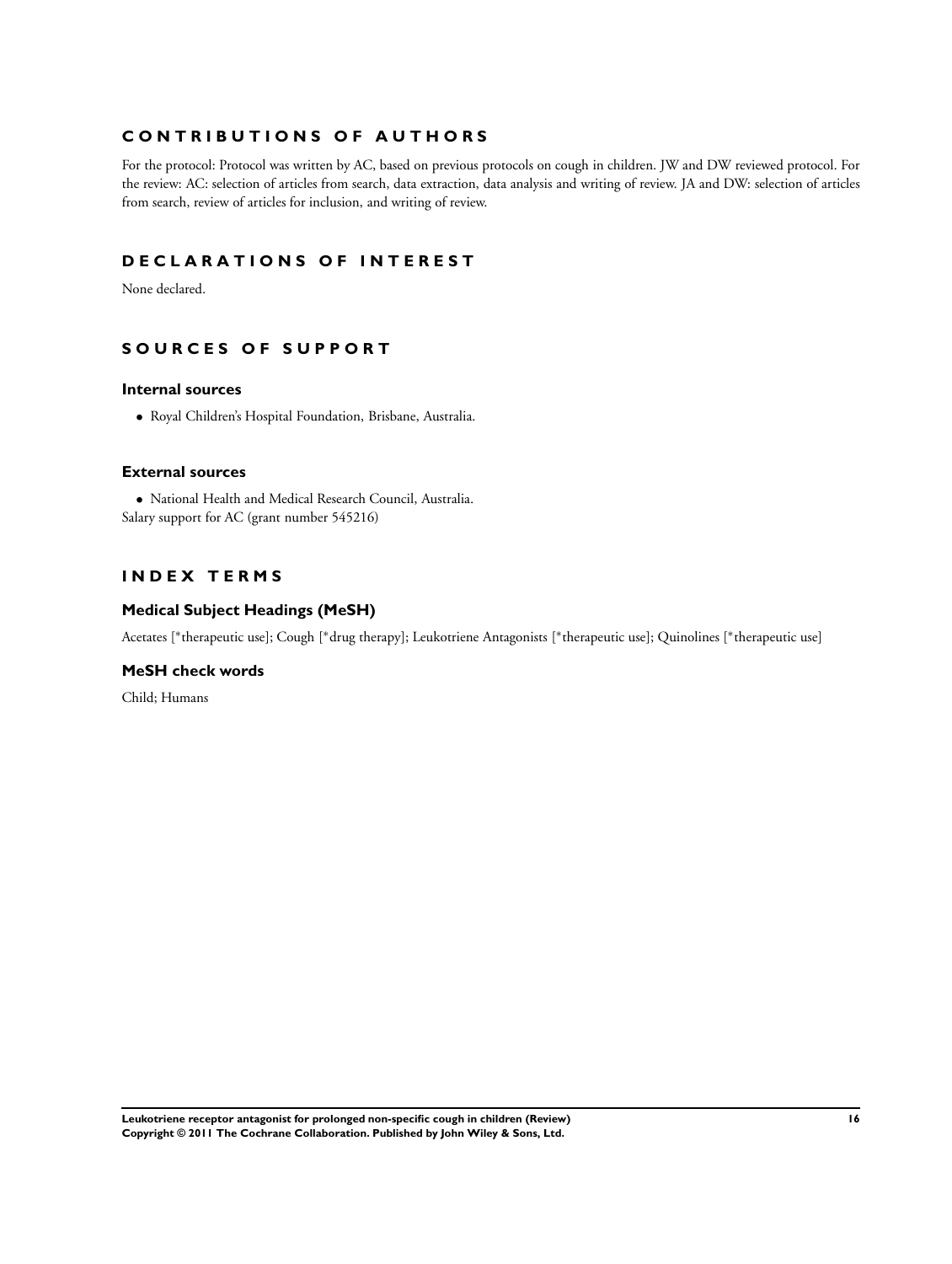## CONTRIBUTIONS OF AUTHORS

For the protocol: Protocol was written by AC, based on previous protocols on cough in children. JW and DW reviewed protocol. For the review: AC: selection of articles from search, data extraction, data analysis and writing of review. JA and DW: selection of articles from search, review of articles for inclusion, and writing of review.

## DECLARATIONS OF INTEREST

None declared.

## SOURCES OF SUPPORT

### Internal sources

- Royal Children's Hospital Foundation, Brisbane, Australia.

### External sources

- National Health and Medical Research Council, Australia.

Salary support for AC (grant number 545216)

## INDEX TERMS

### Medical Subject Headings (MeSH)

Acetates [*therapeutic use]; Cough [*drug therapy]; Leukotriene Antagonists [*therapeutic use]; Quinolines [*therapeutic use]

### MeSH check words

Child; Humans